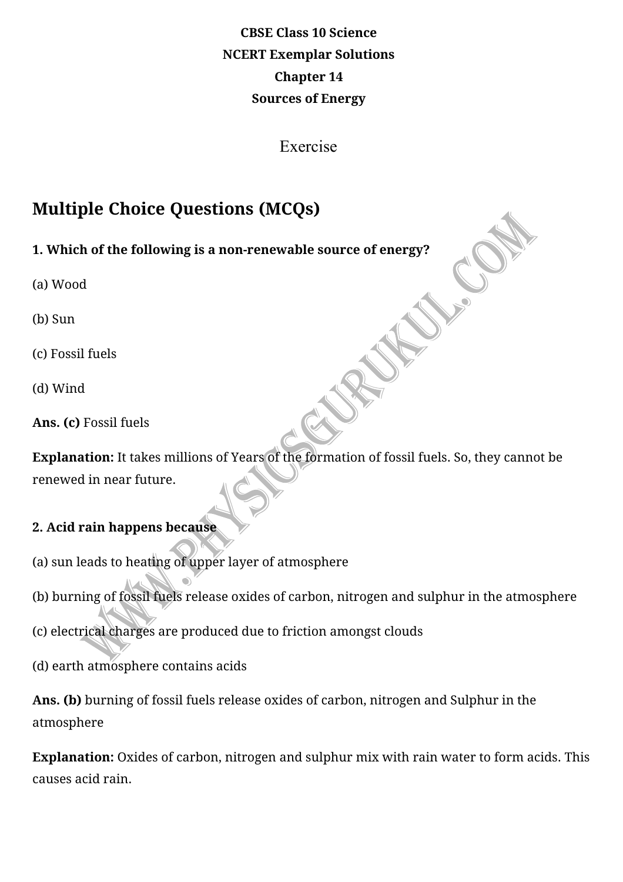**CBSE Class 10 Science**

**NCERT Exemplar Solutions**

**Chapter 14**

**Sources of Energy**

Exercise

## Multiple Choice Questions (MCQs)

**1. Which of the following is a non-renewable source of energy?**

(a) Wood

(b) Sun

(c) Fossil fuels

(d) Wind

**Ans. (c)** Fossil fuels

**Explanation:** It takes millions of Years of the formation of fossil fuels. So, they cannot be renewed in near future.

**2. Acid rain happens because**

(a) sun leads to heating of upper layer of atmosphere

(b) burning of fossil fuels release oxides of carbon, nitrogen and sulphur in the atmosphere

(c) electrical charges are produced due to friction amongst clouds

(d) earth atmosphere contains acids

**Ans. (b)** burning of fossil fuels release oxides of carbon, nitrogen and Sulphur in the atmosphere

**Explanation:** Oxides of carbon, nitrogen and sulphur mix with rain water to form acids. This causes acid rain.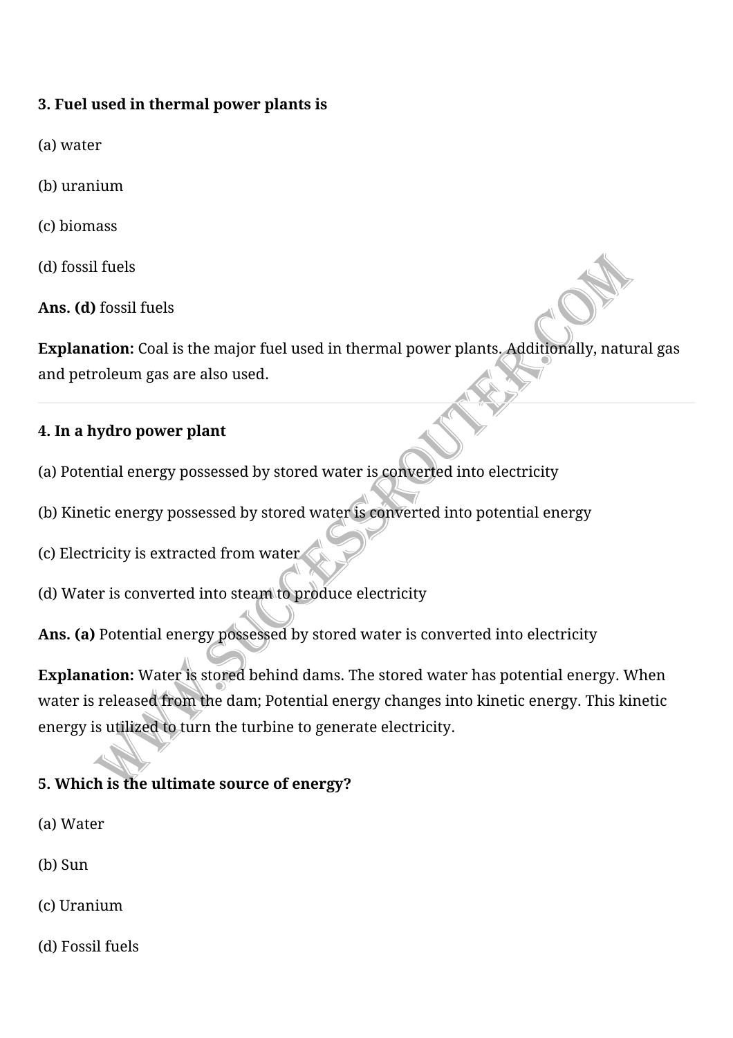**3. Fuel used in thermal power plants is**

(a) water

(b) uranium

(c) biomass

(d) fossil fuels

**Ans. (d)** fossil fuels

**Explanation:** Coal is the major fuel used in thermal power plants. Additionally, natural gas and petroleum gas are also used.

---

**4. In a hydro power plant**

(a) Potential energy possessed by stored water is converted into electricity

(b) Kinetic energy possessed by stored water is converted into potential energy

(c) Electricity is extracted from water

(d) Water is converted into steam to produce electricity

**Ans. (a)** Potential energy possessed by stored water is converted into electricity

**Explanation:** Water is stored behind dams. The stored water has potential energy. When water is released from the dam; Potential energy changes into kinetic energy. This kinetic energy is utilized to turn the turbine to generate electricity.

**5. Which is the ultimate source of energy?**

(a) Water

(b) Sun

(c) Uranium

(d) Fossil fuels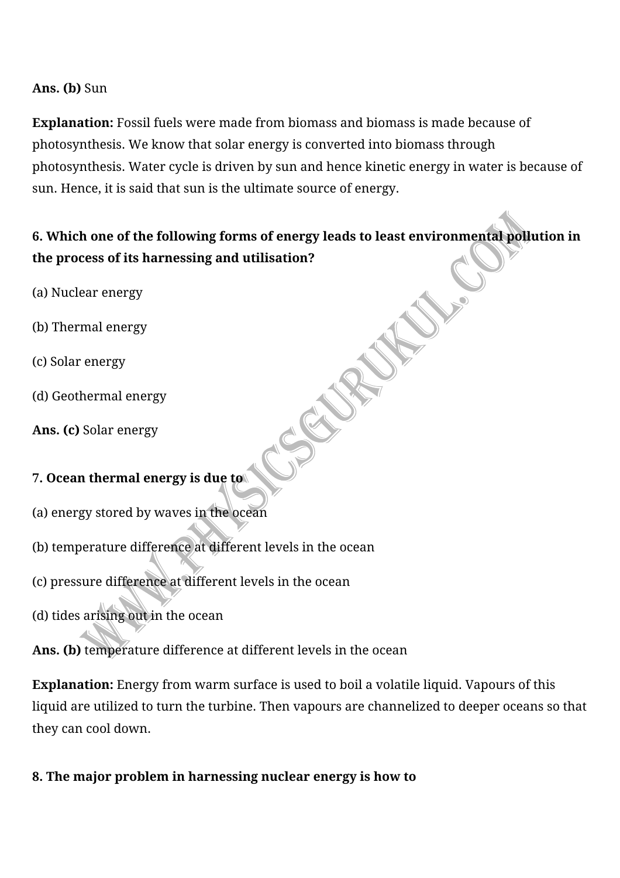**Ans. (b)** Sun

**Explanation:** Fossil fuels were made from biomass and biomass is made because of photosynthesis. We know that solar energy is converted into biomass through photosynthesis. Water cycle is driven by sun and hence kinetic energy in water is because of sun. Hence, it is said that sun is the ultimate source of energy.

**6. Which one of the following forms of energy leads to least environmental pollution in the process of its harnessing and utilisation?**

(a) Nuclear energy

(b) Thermal energy

(c) Solar energy

(d) Geothermal energy

**Ans. (c)** Solar energy

**7. Ocean thermal energy is due to**

(a) energy stored by waves in the ocean

(b) temperature difference at different levels in the ocean

(c) pressure difference at different levels in the ocean

(d) tides arising out in the ocean

**Ans. (b)** temperature difference at different levels in the ocean

**Explanation:** Energy from warm surface is used to boil a volatile liquid. Vapours of this liquid are utilized to turn the turbine. Then vapours are channelized to deeper oceans so that they can cool down.

**8. The major problem in harnessing nuclear energy is how to**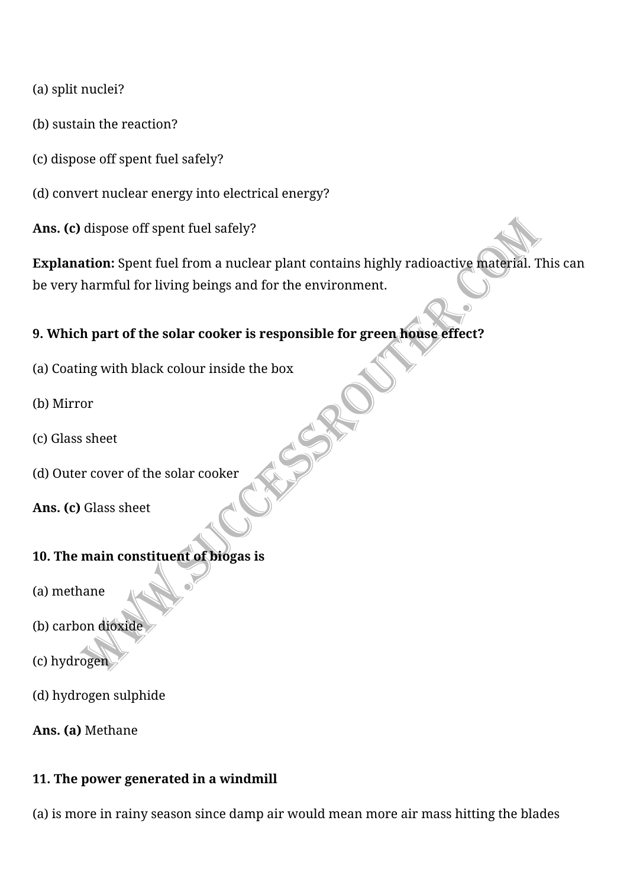(a) split nuclei?

(b) sustain the reaction?

(c) dispose off spent fuel safely?

(d) convert nuclear energy into electrical energy?

**Ans. (c)** dispose off spent fuel safely?

**Explanation:** Spent fuel from a nuclear plant contains highly radioactive material. This can be very harmful for living beings and for the environment.

**9. Which part of the solar cooker is responsible for green house effect?**

(a) Coating with black colour inside the box

(b) Mirror

(c) Glass sheet

(d) Outer cover of the solar cooker

**Ans. (c)** Glass sheet

**10. The main constituent of biogas is**

(a) methane

(b) carbon dioxide

(c) hydrogen

(d) hydrogen sulphide

**Ans. (a)** Methane

**11. The power generated in a windmill**

(a) is more in rainy season since damp air would mean more air mass hitting the blades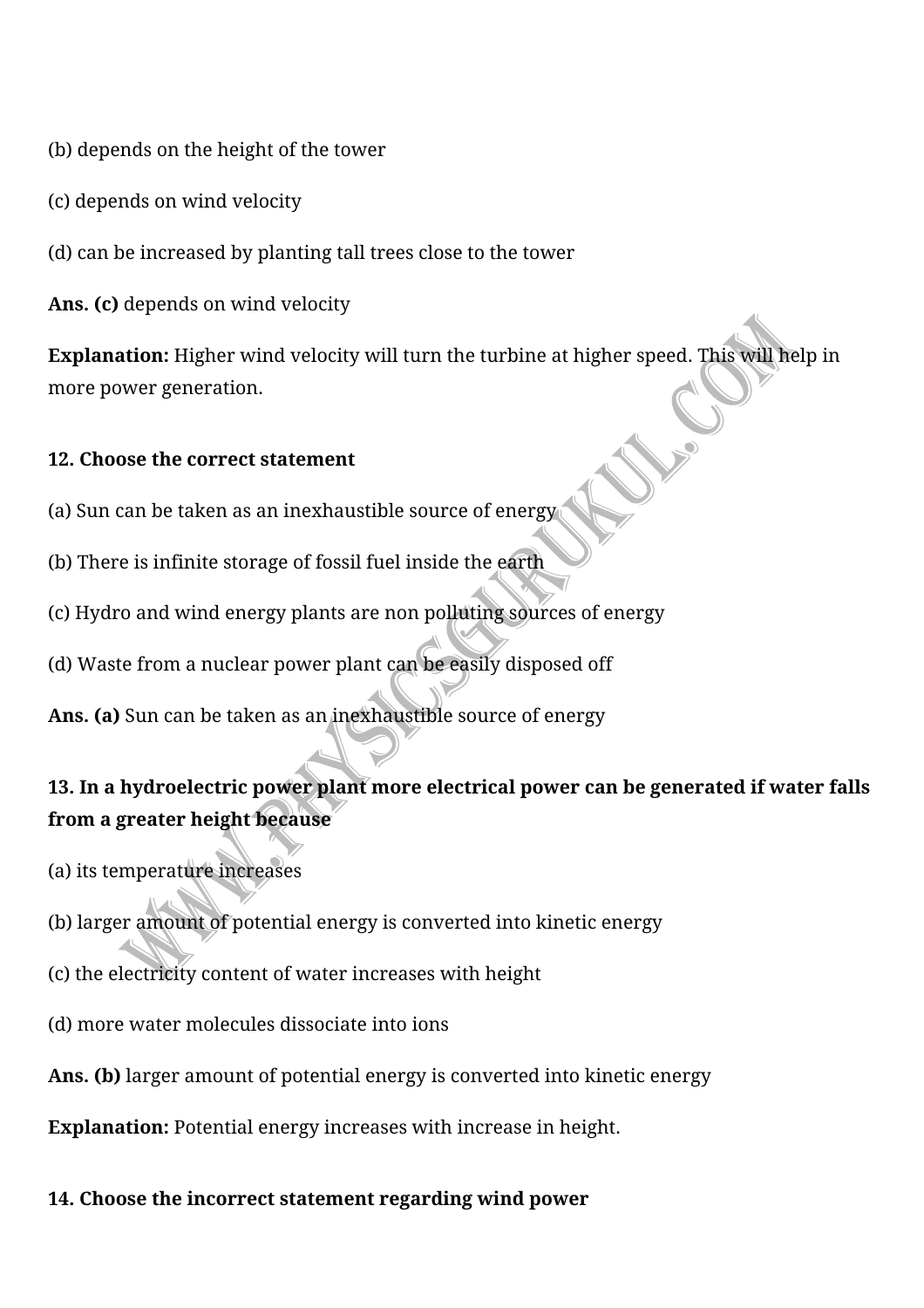(b) depends on the height of the tower

(c) depends on wind velocity

(d) can be increased by planting tall trees close to the tower

**Ans. (c)** depends on wind velocity

**Explanation:** Higher wind velocity will turn the turbine at higher speed. This will help in more power generation.

**12. Choose the correct statement**

(a) Sun can be taken as an inexhaustible source of energy

(b) There is infinite storage of fossil fuel inside the earth

(c) Hydro and wind energy plants are non polluting sources of energy

(d) Waste from a nuclear power plant can be easily disposed off

**Ans. (a)** Sun can be taken as an inexhaustible source of energy

**13. In a hydroelectric power plant more electrical power can be generated if water falls from a greater height because**

(a) its temperature increases

(b) larger amount of potential energy is converted into kinetic energy

(c) the electricity content of water increases with height

(d) more water molecules dissociate into ions

**Ans. (b)** larger amount of potential energy is converted into kinetic energy

**Explanation:** Potential energy increases with increase in height.

**14. Choose the incorrect statement regarding wind power**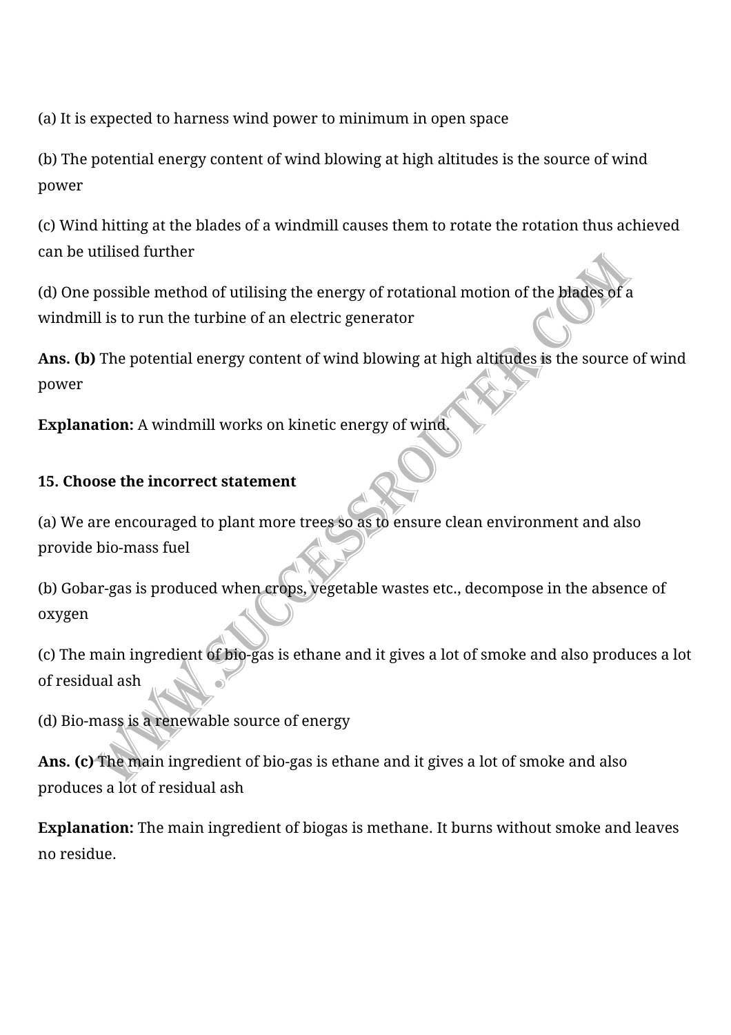(a) It is expected to harness wind power to minimum in open space

(b) The potential energy content of wind blowing at high altitudes is the source of wind power

(c) Wind hitting at the blades of a windmill causes them to rotate the rotation thus achieved can be utilised further

(d) One possible method of utilising the energy of rotational motion of the blades of a windmill is to run the turbine of an electric generator

**Ans. (b)** The potential energy content of wind blowing at high altitudes is the source of wind power

**Explanation:** A windmill works on kinetic energy of wind.

**15. Choose the incorrect statement**

(a) We are encouraged to plant more trees so as to ensure clean environment and also provide bio-mass fuel

(b) Gobar-gas is produced when crops, vegetable wastes etc., decompose in the absence of oxygen

(c) The main ingredient of bio-gas is ethane and it gives a lot of smoke and also produces a lot of residual ash

(d) Bio-mass is a renewable source of energy

**Ans. (c)** The main ingredient of bio-gas is ethane and it gives a lot of smoke and also produces a lot of residual ash

**Explanation:** The main ingredient of biogas is methane. It burns without smoke and leaves no residue.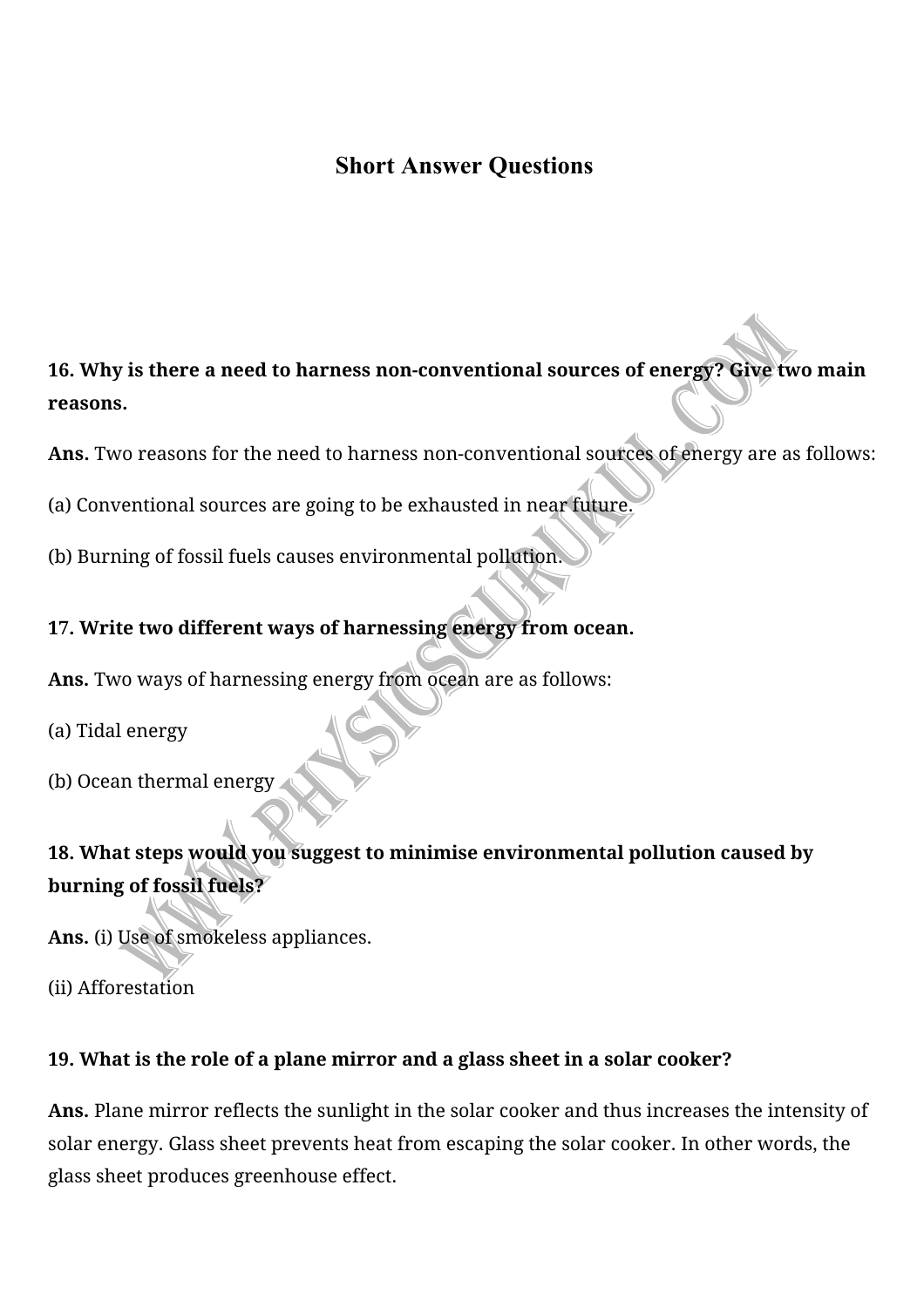## Short Answer Questions

**16. Why is there a need to harness non-conventional sources of energy? Give two main reasons.**

**Ans.** Two reasons for the need to harness non-conventional sources of energy are as follows:

(a) Conventional sources are going to be exhausted in near future.

(b) Burning of fossil fuels causes environmental pollution.

**17. Write two different ways of harnessing energy from ocean.**

**Ans.** Two ways of harnessing energy from ocean are as follows:

(a) Tidal energy

(b) Ocean thermal energy

**18. What steps would you suggest to minimise environmental pollution caused by burning of fossil fuels?**

**Ans.** (i) Use of smokeless appliances.

(ii) Afforestation

**19. What is the role of a plane mirror and a glass sheet in a solar cooker?**

**Ans.** Plane mirror reflects the sunlight in the solar cooker and thus increases the intensity of solar energy. Glass sheet prevents heat from escaping the solar cooker. In other words, the glass sheet produces greenhouse effect.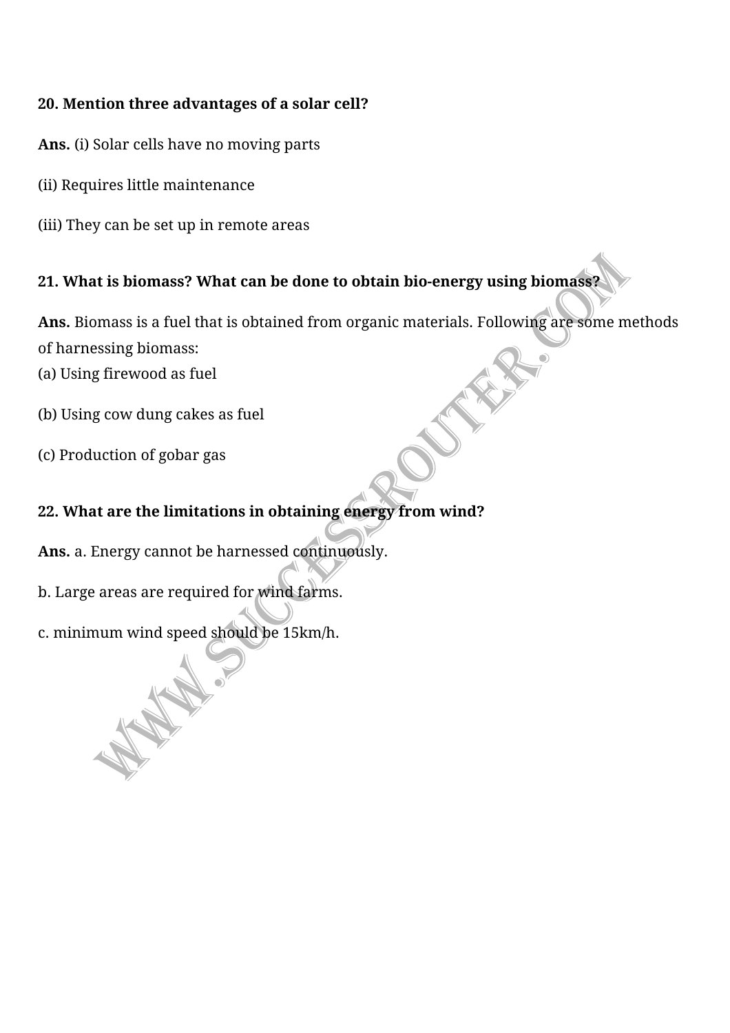**20. Mention three advantages of a solar cell?**

**Ans.** (i) Solar cells have no moving parts

(ii) Requires little maintenance

(iii) They can be set up in remote areas

**21. What is biomass? What can be done to obtain bio-energy using biomass?**

**Ans.** Biomass is a fuel that is obtained from organic materials. Following are some methods of harnessing biomass:

(a) Using firewood as fuel

(b) Using cow dung cakes as fuel

(c) Production of gobar gas

**22. What are the limitations in obtaining energy from wind?**

**Ans.** a. Energy cannot be harnessed continuously.

b. Large areas are required for wind farms.

c. minimum wind speed should be 15km/h.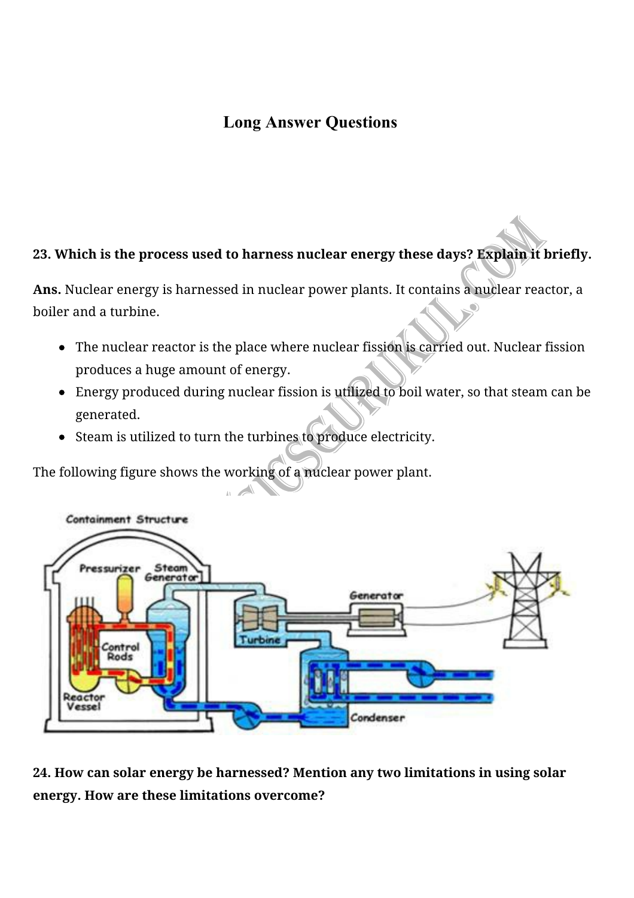## Long Answer Questions

**23. Which is the process used to harness nuclear energy these days? Explain it briefly.**

**Ans.** Nuclear energy is harnessed in nuclear power plants. It contains a nuclear reactor, a boiler and a turbine.

- The nuclear reactor is the place where nuclear fission is carried out. Nuclear fission produces a huge amount of energy.
- Energy produced during nuclear fission is utilized to boil water, so that steam can be generated.
- Steam is utilized to turn the turbines to produce electricity.

The following figure shows the working of a nuclear power plant.

**24. How can solar energy be harnessed? Mention any two limitations in using solar energy. How are these limitations overcome?**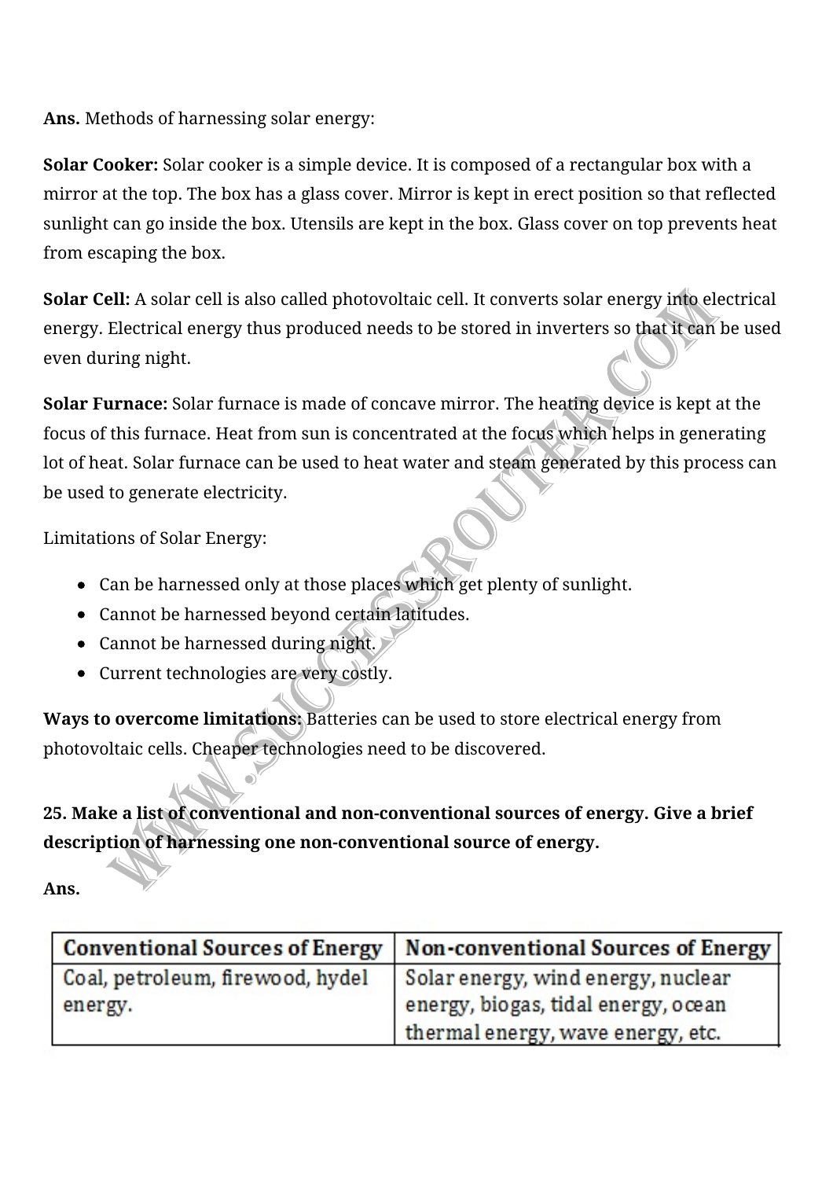**Ans.** Methods of harnessing solar energy:

**Solar Cooker:** Solar cooker is a simple device. It is composed of a rectangular box with a mirror at the top. The box has a glass cover. Mirror is kept in erect position so that reflected sunlight can go inside the box. Utensils are kept in the box. Glass cover on top prevents heat from escaping the box.

**Solar Cell:** A solar cell is also called photovoltaic cell. It converts solar energy into electrical energy. Electrical energy thus produced needs to be stored in inverters so that it can be used even during night.

**Solar Furnace:** Solar furnace is made of concave mirror. The heating device is kept at the focus of this furnace. Heat from sun is concentrated at the focus which helps in generating lot of heat. Solar furnace can be used to heat water and steam generated by this process can be used to generate electricity.

Limitations of Solar Energy:

- Can be harnessed only at those places which get plenty of sunlight.
- Cannot be harnessed beyond certain latitudes.
- Cannot be harnessed during night.
- Current technologies are very costly.

**Ways to overcome limitations:** Batteries can be used to store electrical energy from photovoltaic cells. Cheaper technologies need to be discovered.

**25. Make a list of conventional and non-conventional sources of energy. Give a brief description of harnessing one non-conventional source of energy.**

**Ans.**

| Conventional Sources of Energy | Non-conventional Sources of Energy |
|---|---|
| Coal, petroleum, firewood, hydel energy. | Solar energy, wind energy, nuclear energy, biogas, tidal energy, ocean thermal energy, wave energy, etc. |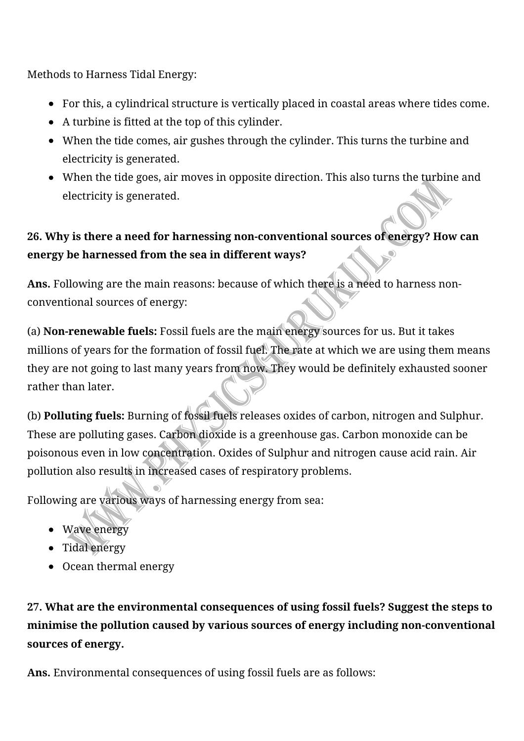Methods to Harness Tidal Energy:

- For this, a cylindrical structure is vertically placed in coastal areas where tides come.
- A turbine is fitted at the top of this cylinder.
- When the tide comes, air gushes through the cylinder. This turns the turbine and electricity is generated.
- When the tide goes, air moves in opposite direction. This also turns the turbine and electricity is generated.

**26. Why is there a need for harnessing non-conventional sources of energy? How can energy be harnessed from the sea in different ways?**

**Ans.** Following are the main reasons: because of which there is a need to harness non-conventional sources of energy:

(a) **Non-renewable fuels:** Fossil fuels are the main energy sources for us. But it takes millions of years for the formation of fossil fuel. The rate at which we are using them means they are not going to last many years from now. They would be definitely exhausted sooner rather than later.

(b) **Polluting fuels:** Burning of fossil fuels releases oxides of carbon, nitrogen and Sulphur. These are polluting gases. Carbon dioxide is a greenhouse gas. Carbon monoxide can be poisonous even in low concentration. Oxides of Sulphur and nitrogen cause acid rain. Air pollution also results in increased cases of respiratory problems.

Following are various ways of harnessing energy from sea:

- Wave energy
- Tidal energy
- Ocean thermal energy

**27. What are the environmental consequences of using fossil fuels? Suggest the steps to minimise the pollution caused by various sources of energy including non-conventional sources of energy.**

**Ans.** Environmental consequences of using fossil fuels are as follows: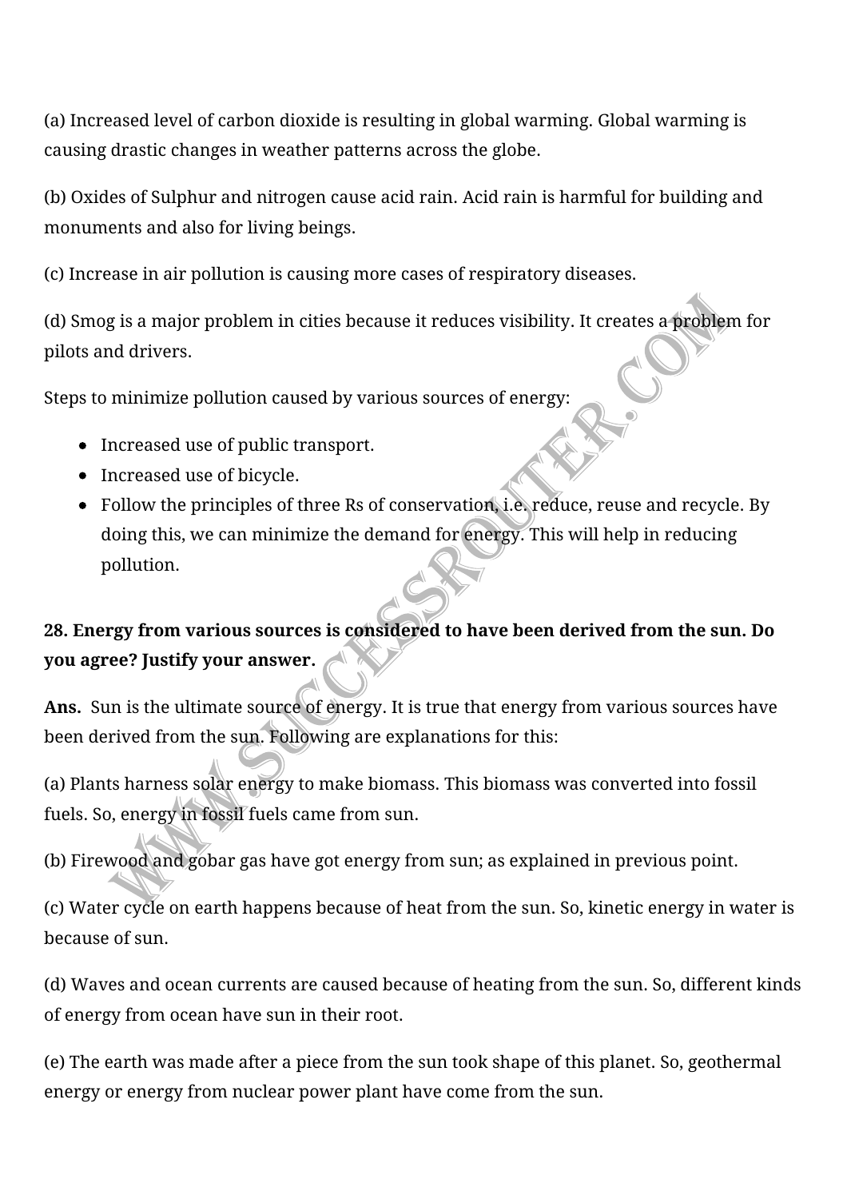(a) Increased level of carbon dioxide is resulting in global warming. Global warming is causing drastic changes in weather patterns across the globe.

(b) Oxides of Sulphur and nitrogen cause acid rain. Acid rain is harmful for building and monuments and also for living beings.

(c) Increase in air pollution is causing more cases of respiratory diseases.

(d) Smog is a major problem in cities because it reduces visibility. It creates a problem for pilots and drivers.

Steps to minimize pollution caused by various sources of energy:

- Increased use of public transport.
- Increased use of bicycle.
- Follow the principles of three Rs of conservation, i.e. reduce, reuse and recycle. By doing this, we can minimize the demand for energy. This will help in reducing pollution.

**28. Energy from various sources is considered to have been derived from the sun. Do you agree? Justify your answer.**

**Ans.** Sun is the ultimate source of energy. It is true that energy from various sources have been derived from the sun. Following are explanations for this:

(a) Plants harness solar energy to make biomass. This biomass was converted into fossil fuels. So, energy in fossil fuels came from sun.

(b) Firewood and gobar gas have got energy from sun; as explained in previous point.

(c) Water cycle on earth happens because of heat from the sun. So, kinetic energy in water is because of sun.

(d) Waves and ocean currents are caused because of heating from the sun. So, different kinds of energy from ocean have sun in their root.

(e) The earth was made after a piece from the sun took shape of this planet. So, geothermal energy or energy from nuclear power plant have come from the sun.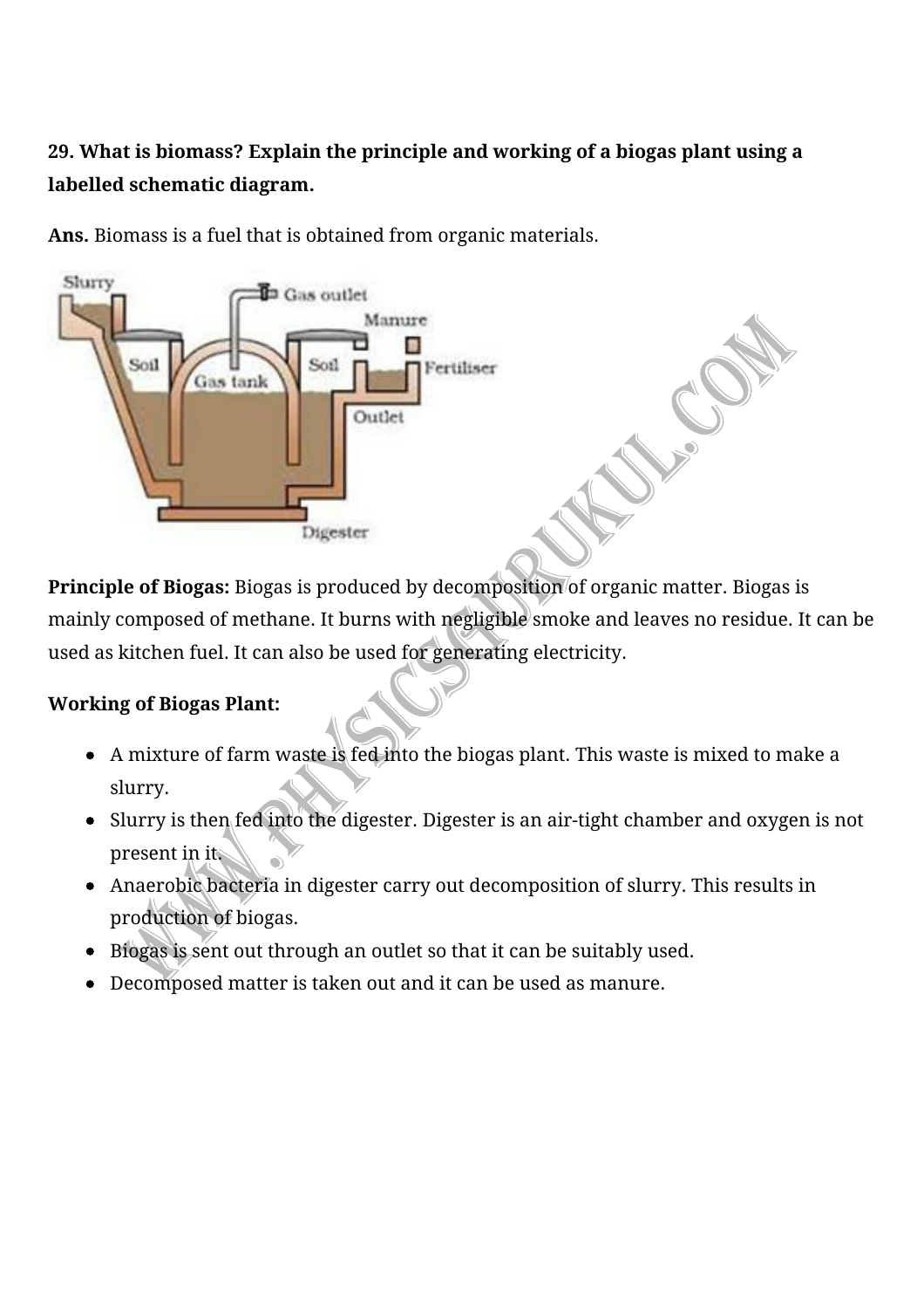**29. What is biomass? Explain the principle and working of a biogas plant using a labelled schematic diagram.**

**Ans.** Biomass is a fuel that is obtained from organic materials.

Slurry
Gas outlet
Manure
Soil
Gas tank
Soil
Fertiliser
Outlet
Digester

**Principle of Biogas:** Biogas is produced by decomposition of organic matter. Biogas is mainly composed of methane. It burns with negligible smoke and leaves no residue. It can be used as kitchen fuel. It can also be used for generating electricity.

**Working of Biogas Plant:**

- A mixture of farm waste is fed into the biogas plant. This waste is mixed to make a slurry.
- Slurry is then fed into the digester. Digester is an air-tight chamber and oxygen is not present in it.
- Anaerobic bacteria in digester carry out decomposition of slurry. This results in production of biogas.
- Biogas is sent out through an outlet so that it can be suitably used.
- Decomposed matter is taken out and it can be used as manure.